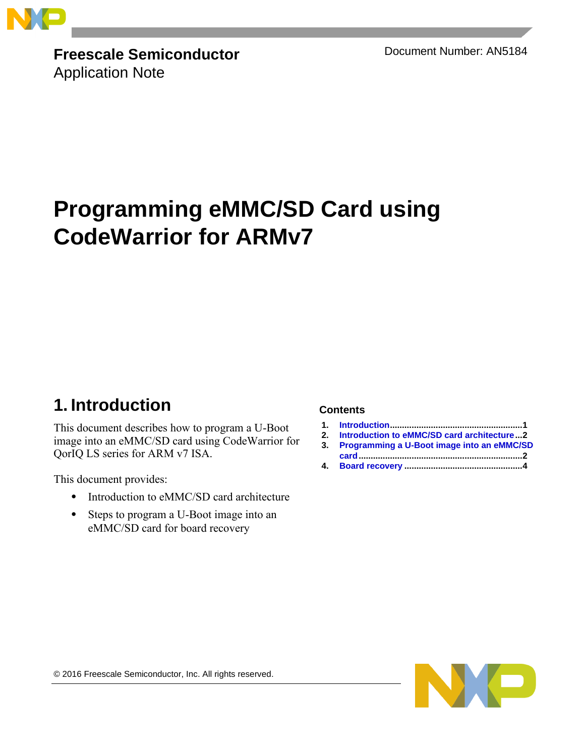**Freescale Semiconductor**
Application Note

Document Number: AN5184

# Programming eMMC/SD Card using CodeWarrior for ARMv7

**Contents**

1. Introduction......1
2. Introduction to eMMC/SD card architecture...2
3. Programming a U-Boot image into an eMMC/SD card......2
4. Board recovery......4

## 1. Introduction

This document describes how to program a U-Boot image into an eMMC/SD card using CodeWarrior for QorIQ LS series for ARM v7 ISA.

This document provides:

- Introduction to eMMC/SD card architecture
- Steps to program a U-Boot image into an eMMC/SD card for board recovery

© 2016 Freescale Semiconductor, Inc. All rights reserved.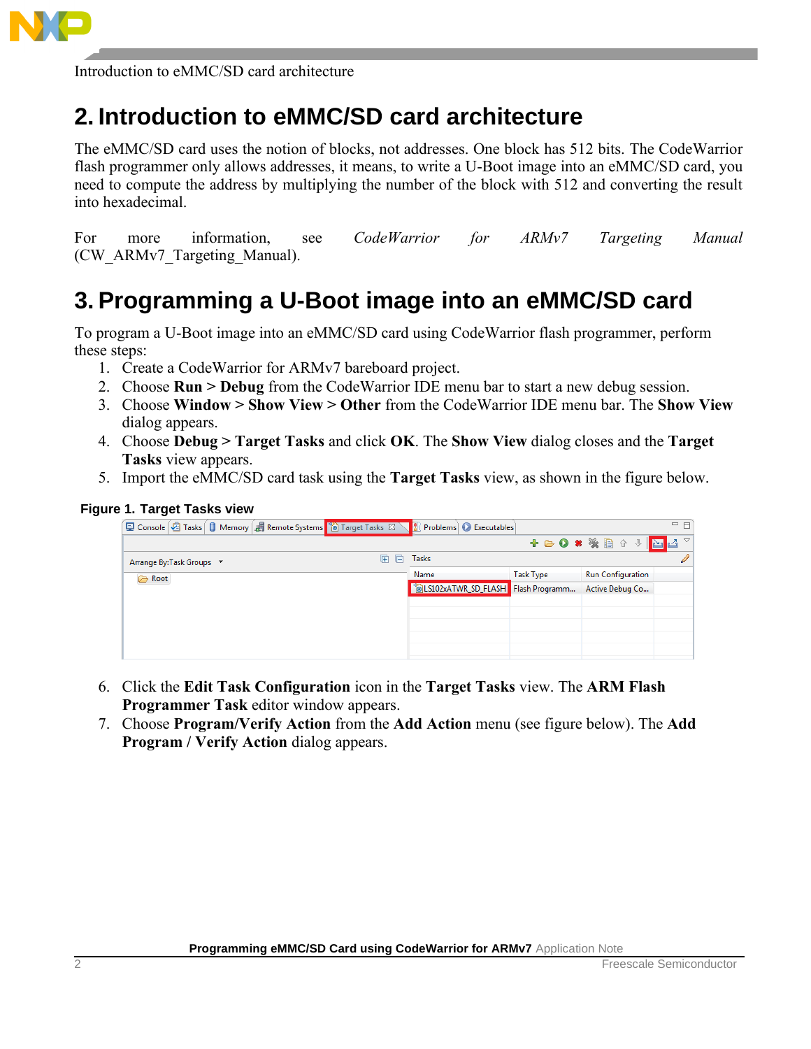## 2. Introduction to eMMC/SD card architecture

The eMMC/SD card uses the notion of blocks, not addresses. One block has 512 bits. The CodeWarrior flash programmer only allows addresses, it means, to write a U-Boot image into an eMMC/SD card, you need to compute the address by multiplying the number of the block with 512 and converting the result into hexadecimal.

For more information, see *CodeWarrior for ARMv7 Targeting Manual* (CW_ARMv7_Targeting_Manual).

## 3. Programming a U-Boot image into an eMMC/SD card

To program a U-Boot image into an eMMC/SD card using CodeWarrior flash programmer, perform these steps:

1. Create a CodeWarrior for ARMv7 bareboard project.
2. Choose **Run** > **Debug** from the CodeWarrior IDE menu bar to start a new debug session.
3. Choose **Window** > **Show View** > **Other** from the CodeWarrior IDE menu bar. The **Show View** dialog appears.
4. Choose **Debug** > **Target Tasks** and click **OK**. The **Show View** dialog closes and the **Target Tasks** view appears.
5. Import the eMMC/SD card task using the **Target Tasks** view, as shown in the figure below.

**Figure 1. Target Tasks view**

6. Click the **Edit Task Configuration** icon in the **Target Tasks** view. The **ARM Flash Programmer Task** editor window appears.
7. Choose **Program/Verify Action** from the **Add Action** menu (see figure below). The **Add Program / Verify Action** dialog appears.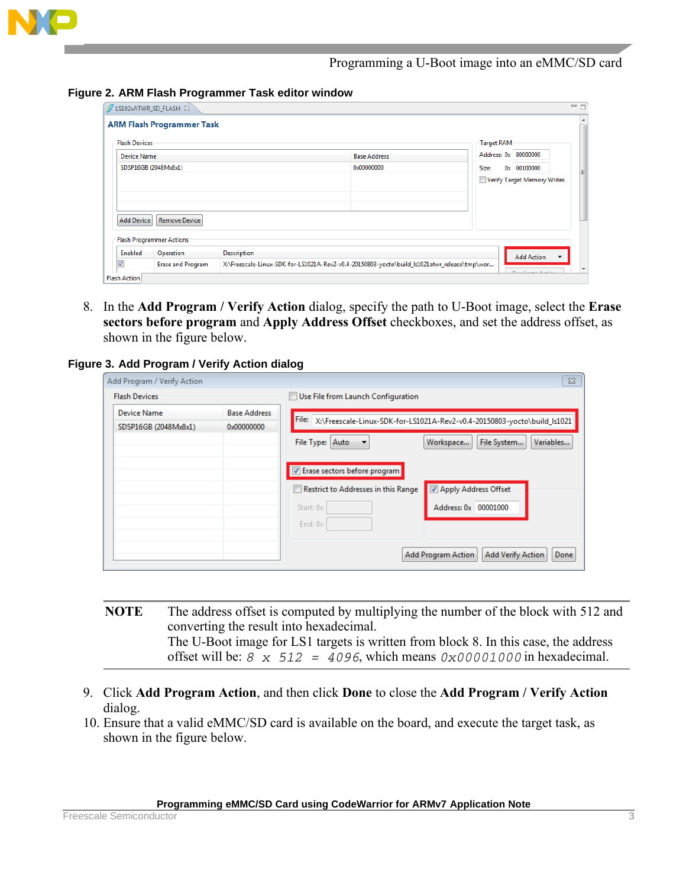**Figure 2. ARM Flash Programmer Task editor window**

8. In the **Add Program / Verify Action** dialog, specify the path to U-Boot image, select the **Erase sectors before program** and **Apply Address Offset** checkboxes, and set the address offset, as shown in the figure below.

**Figure 3. Add Program / Verify Action dialog**

**NOTE** The address offset is computed by multiplying the number of the block with 512 and converting the result into hexadecimal.
The U-Boot image for LS1 targets is written from block 8. In this case, the address offset will be: `8 x 512 = 4096`, which means `0x00001000` in hexadecimal.

9. Click **Add Program Action**, and then click **Done** to close the **Add Program / Verify Action** dialog.
10. Ensure that a valid eMMC/SD card is available on the board, and execute the target task, as shown in the figure below.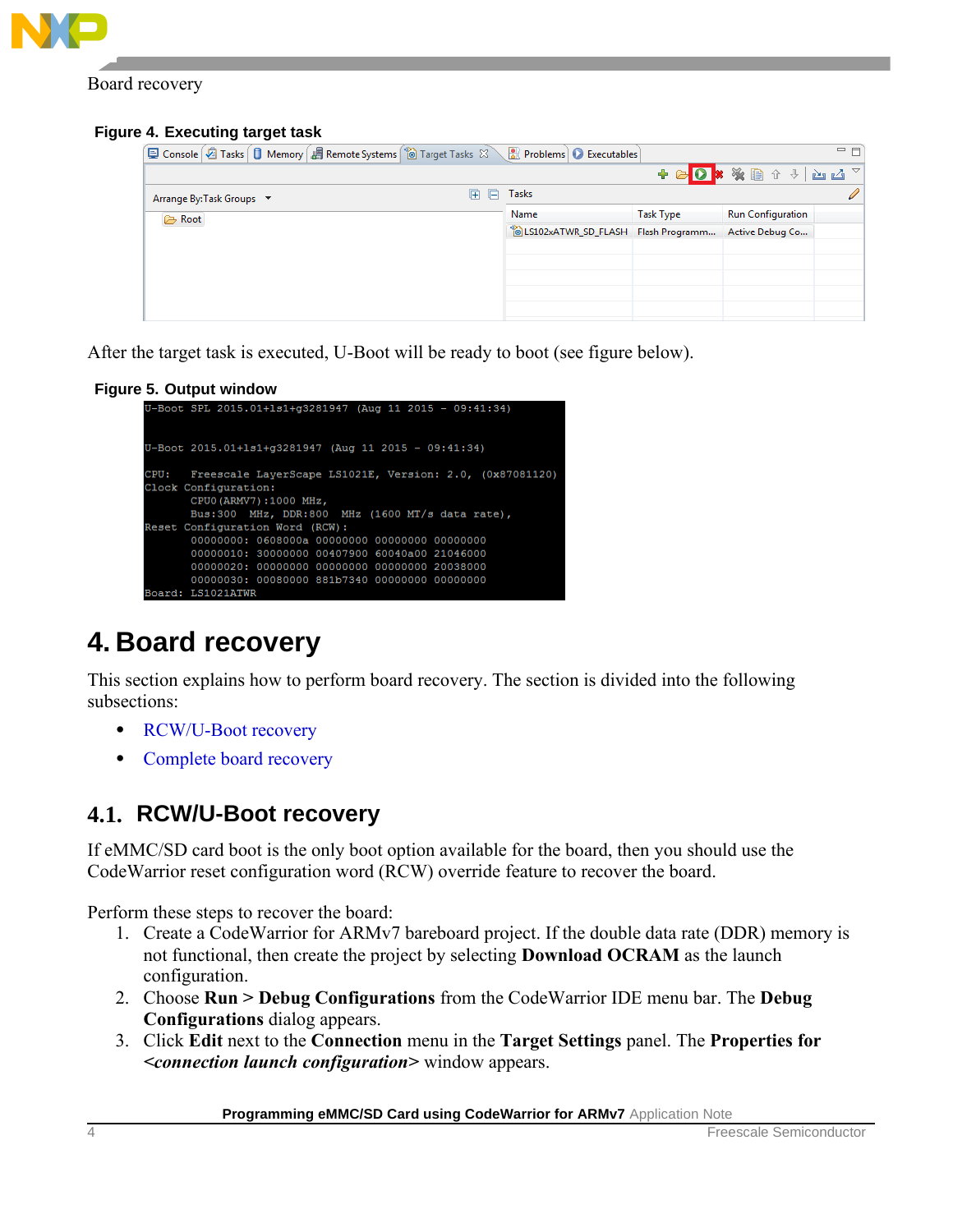**Figure 4. Executing target task**

After the target task is executed, U-Boot will be ready to boot (see figure below).

**Figure 5. Output window**

```
U-Boot SPL 2015.01+ls1+g3281947 (Aug 11 2015 - 09:41:34)

U-Boot 2015.01+ls1+g3281947 (Aug 11 2015 - 09:41:34)

CPU:   Freescale LayerScape LS1021E, Version: 2.0, (0x87081120)
Clock Configuration:
       CPU0(ARMV7):1000 MHz,
       Bus:300  MHz, DDR:800  MHz (1600 MT/s data rate),
Reset Configuration Word (RCW):
       00000000: 0608000a 00000000 00000000 00000000
       00000010: 30000000 00407900 60040a00 21046000
       00000020: 00000000 00000000 00000000 20038000
       00000030: 00080000 881b7340 00000000 00000000
Board: LS1021ATWR
```

# 4. Board recovery

This section explains how to perform board recovery. The section is divided into the following subsections:

- RCW/U-Boot recovery
- Complete board recovery

## 4.1. RCW/U-Boot recovery

If eMMC/SD card boot is the only boot option available for the board, then you should use the CodeWarrior reset configuration word (RCW) override feature to recover the board.

Perform these steps to recover the board:

1. Create a CodeWarrior for ARMv7 bareboard project. If the double data rate (DDR) memory is not functional, then create the project by selecting **Download OCRAM** as the launch configuration.
2. Choose **Run > Debug Configurations** from the CodeWarrior IDE menu bar. The **Debug Configurations** dialog appears.
3. Click **Edit** next to the **Connection** menu in the **Target Settings** panel. The **Properties for** ***<connection launch configuration>*** window appears.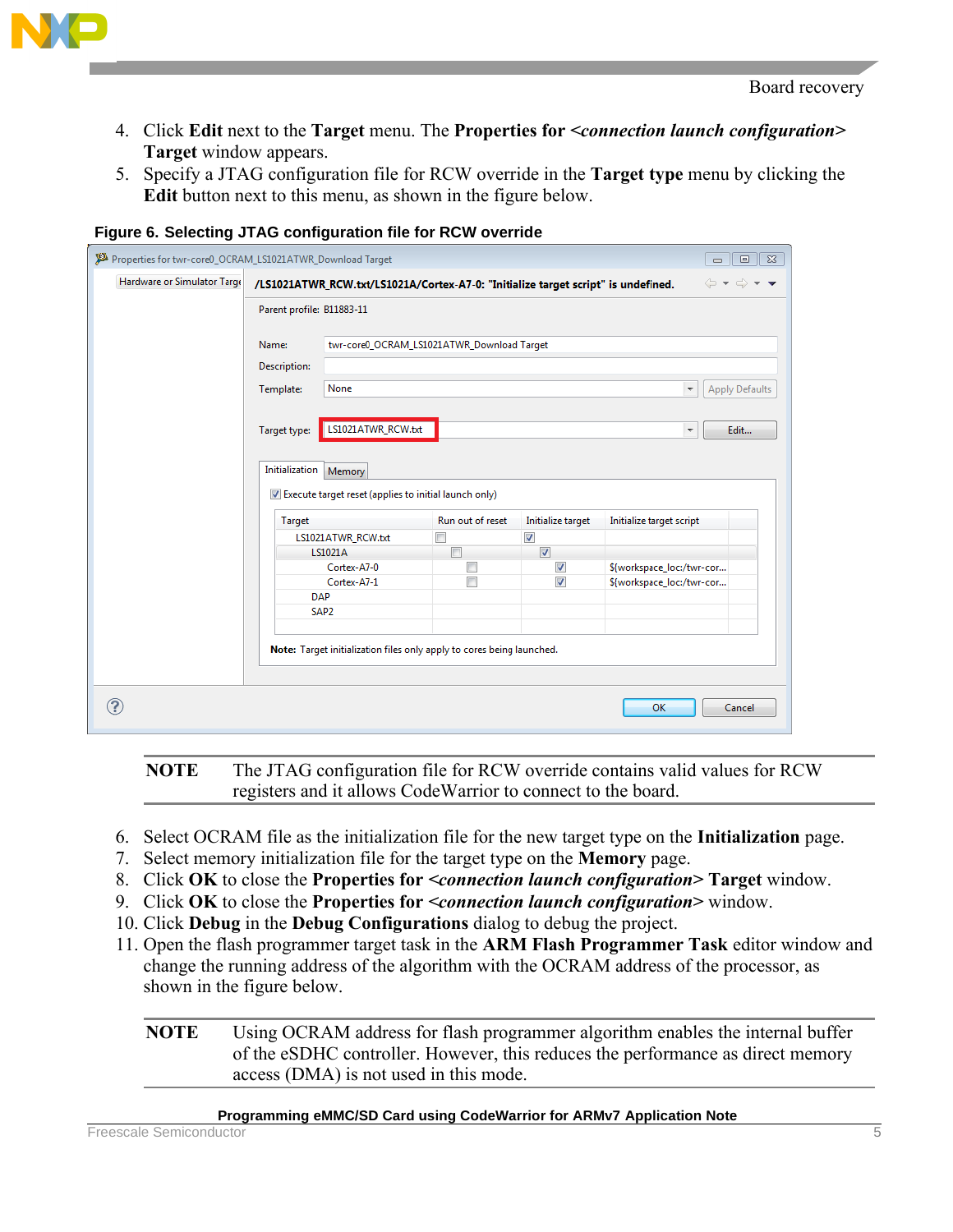4. Click **Edit** next to the **Target** menu. The **Properties for *<connection launch configuration>* Target** window appears.
5. Specify a JTAG configuration file for RCW override in the **Target type** menu by clicking the **Edit** button next to this menu, as shown in the figure below.

**Figure 6. Selecting JTAG configuration file for RCW override**

| **NOTE** | The JTAG configuration file for RCW override contains valid values for RCW registers and it allows CodeWarrior to connect to the board. |
|---|---|

6. Select OCRAM file as the initialization file for the new target type on the **Initialization** page.
7. Select memory initialization file for the target type on the **Memory** page.
8. Click **OK** to close the **Properties for *<connection launch configuration>* Target** window.
9. Click **OK** to close the **Properties for *<connection launch configuration>*** window.
10. Click **Debug** in the **Debug Configurations** dialog to debug the project.
11. Open the flash programmer target task in the **ARM Flash Programmer Task** editor window and change the running address of the algorithm with the OCRAM address of the processor, as shown in the figure below.

| **NOTE** | Using OCRAM address for flash programmer algorithm enables the internal buffer of the eSDHC controller. However, this reduces the performance as direct memory access (DMA) is not used in this mode. |
|---|---|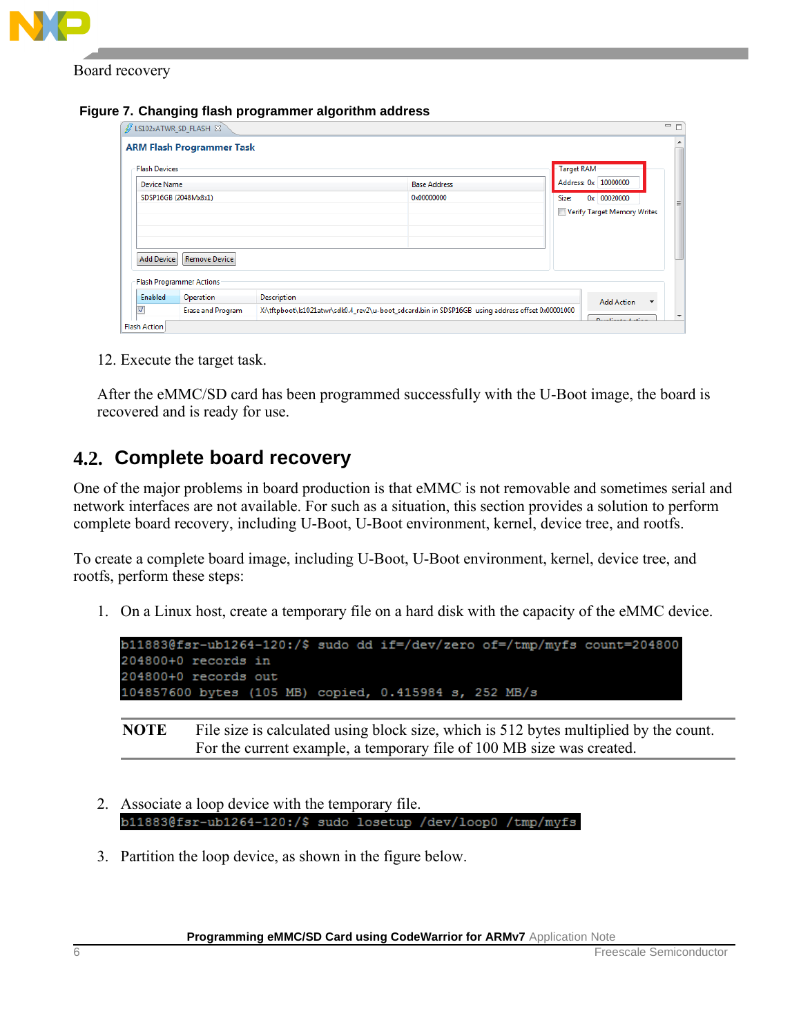Figure 7. Changing flash programmer algorithm address

12. Execute the target task.

After the eMMC/SD card has been programmed successfully with the U-Boot image, the board is recovered and is ready for use.

## 4.2. Complete board recovery

One of the major problems in board production is that eMMC is not removable and sometimes serial and network interfaces are not available. For such a situation, this section provides a solution to perform complete board recovery, including U-Boot, U-Boot environment, kernel, device tree, and rootfs.

To create a complete board image, including U-Boot, U-Boot environment, kernel, device tree, and rootfs, perform these steps:

1. On a Linux host, create a temporary file on a hard disk with the capacity of the eMMC device.

```
b11883@fsr-ub1264-120:/$ sudo dd if=/dev/zero of=/tmp/myfs count=204800
204800+0 records in
204800+0 records out
104857600 bytes (105 MB) copied, 0.415984 s, 252 MB/s
```

**NOTE** File size is calculated using block size, which is 512 bytes multiplied by the count. For the current example, a temporary file of 100 MB size was created.

2. Associate a loop device with the temporary file.

```
b11883@fsr-ub1264-120:/$ sudo losetup /dev/loop0 /tmp/myfs
```

3. Partition the loop device, as shown in the figure below.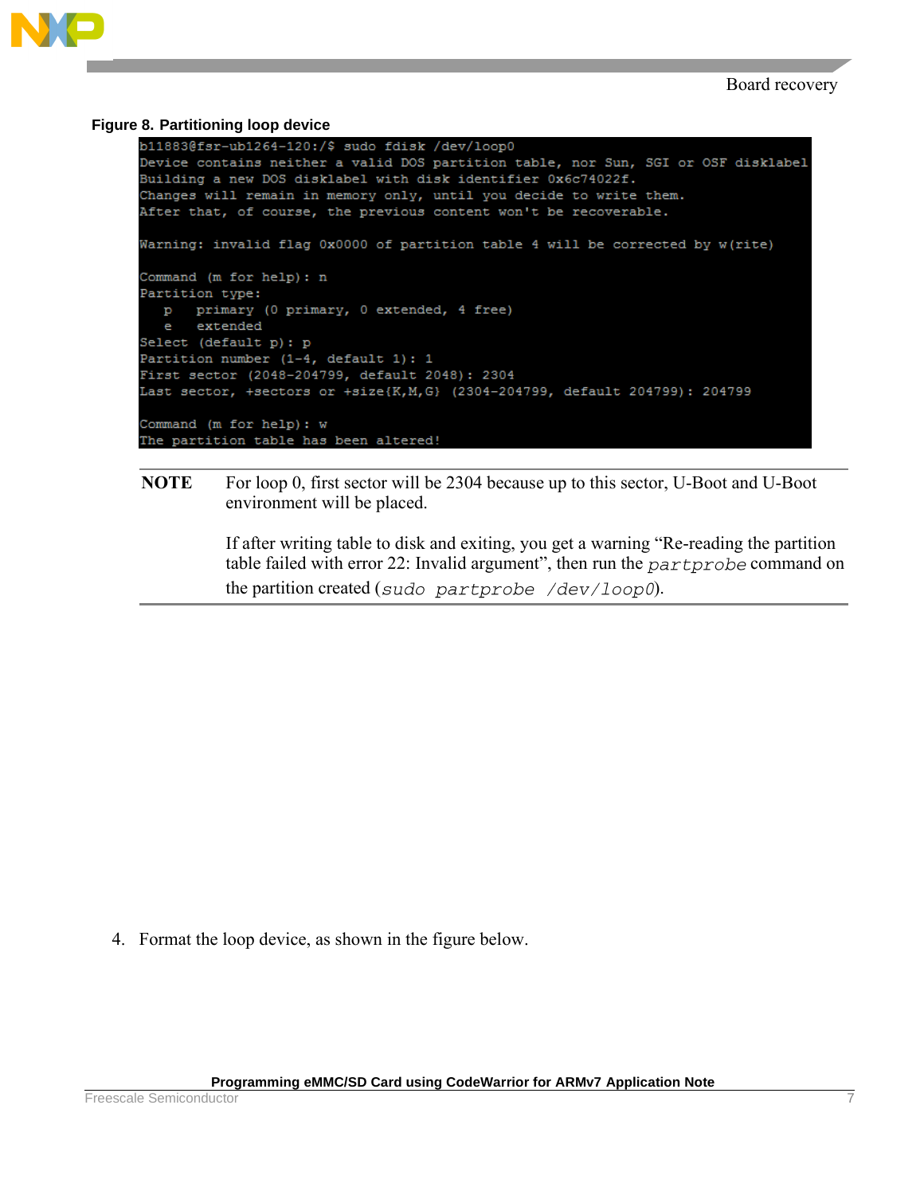**Figure 8. Partitioning loop device**

```
b11883@fsr-ub1264-120:/$ sudo fdisk /dev/loop0
Device contains neither a valid DOS partition table, nor Sun, SGI or OSF disklabel
Building a new DOS disklabel with disk identifier 0x6c74022f.
Changes will remain in memory only, until you decide to write them.
After that, of course, the previous content won't be recoverable.

Warning: invalid flag 0x0000 of partition table 4 will be corrected by w(rite)

Command (m for help): n
Partition type:
   p   primary (0 primary, 0 extended, 4 free)
   e   extended
Select (default p): p
Partition number (1-4, default 1): 1
First sector (2048-204799, default 2048): 2304
Last sector, +sectors or +size{K,M,G} (2304-204799, default 204799): 204799

Command (m for help): w
The partition table has been altered!
```

> **NOTE** For loop 0, first sector will be 2304 because up to this sector, U-Boot and U-Boot environment will be placed.
>
> If after writing table to disk and exiting, you get a warning “Re-reading the partition table failed with error 22: Invalid argument”, then run the `partprobe` command on the partition created (`sudo partprobe /dev/loop0`).

4. Format the loop device, as shown in the figure below.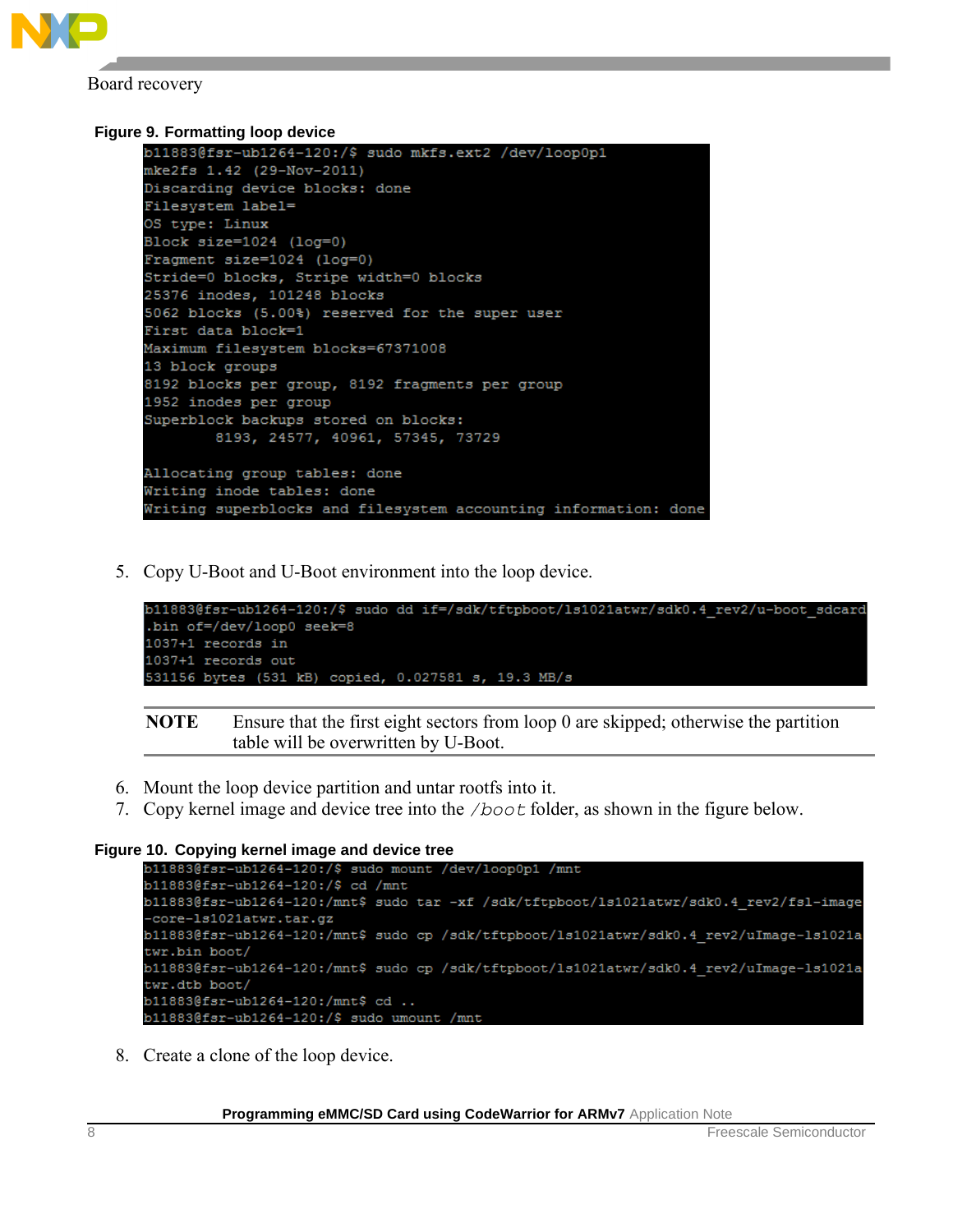**Figure 9. Formatting loop device**

```
b11883@fsr-ub1264-120:/$ sudo mkfs.ext2 /dev/loop0p1
mke2fs 1.42 (29-Nov-2011)
Discarding device blocks: done
Filesystem label=
OS type: Linux
Block size=1024 (log=0)
Fragment size=1024 (log=0)
Stride=0 blocks, Stripe width=0 blocks
25376 inodes, 101248 blocks
5062 blocks (5.00%) reserved for the super user
First data block=1
Maximum filesystem blocks=67371008
13 block groups
8192 blocks per group, 8192 fragments per group
1952 inodes per group
Superblock backups stored on blocks:
        8193, 24577, 40961, 57345, 73729

Allocating group tables: done
Writing inode tables: done
Writing superblocks and filesystem accounting information: done
```

5. Copy U-Boot and U-Boot environment into the loop device.

```
b11883@fsr-ub1264-120:/$ sudo dd if=/sdk/tftpboot/ls1021atwr/sdk0.4_rev2/u-boot_sdcard
.bin of=/dev/loop0 seek=8
1037+1 records in
1037+1 records out
531156 bytes (531 kB) copied, 0.027581 s, 19.3 MB/s
```

**NOTE** Ensure that the first eight sectors from loop 0 are skipped; otherwise the partition table will be overwritten by U-Boot.

6. Mount the loop device partition and untar rootfs into it.
7. Copy kernel image and device tree into the `/boot` folder, as shown in the figure below.

**Figure 10. Copying kernel image and device tree**

```
b11883@fsr-ub1264-120:/$ sudo mount /dev/loop0p1 /mnt
b11883@fsr-ub1264-120:/$ cd /mnt
b11883@fsr-ub1264-120:/mnt$ sudo tar -xf /sdk/tftpboot/ls1021atwr/sdk0.4_rev2/fsl-image
-core-ls1021atwr.tar.gz
b11883@fsr-ub1264-120:/mnt$ sudo cp /sdk/tftpboot/ls1021atwr/sdk0.4_rev2/uImage-ls1021a
twr.bin boot/
b11883@fsr-ub1264-120:/mnt$ sudo cp /sdk/tftpboot/ls1021atwr/sdk0.4_rev2/uImage-ls1021a
twr.dtb boot/
b11883@fsr-ub1264-120:/mnt$ cd ..
b11883@fsr-ub1264-120:/$ sudo umount /mnt
```

8. Create a clone of the loop device.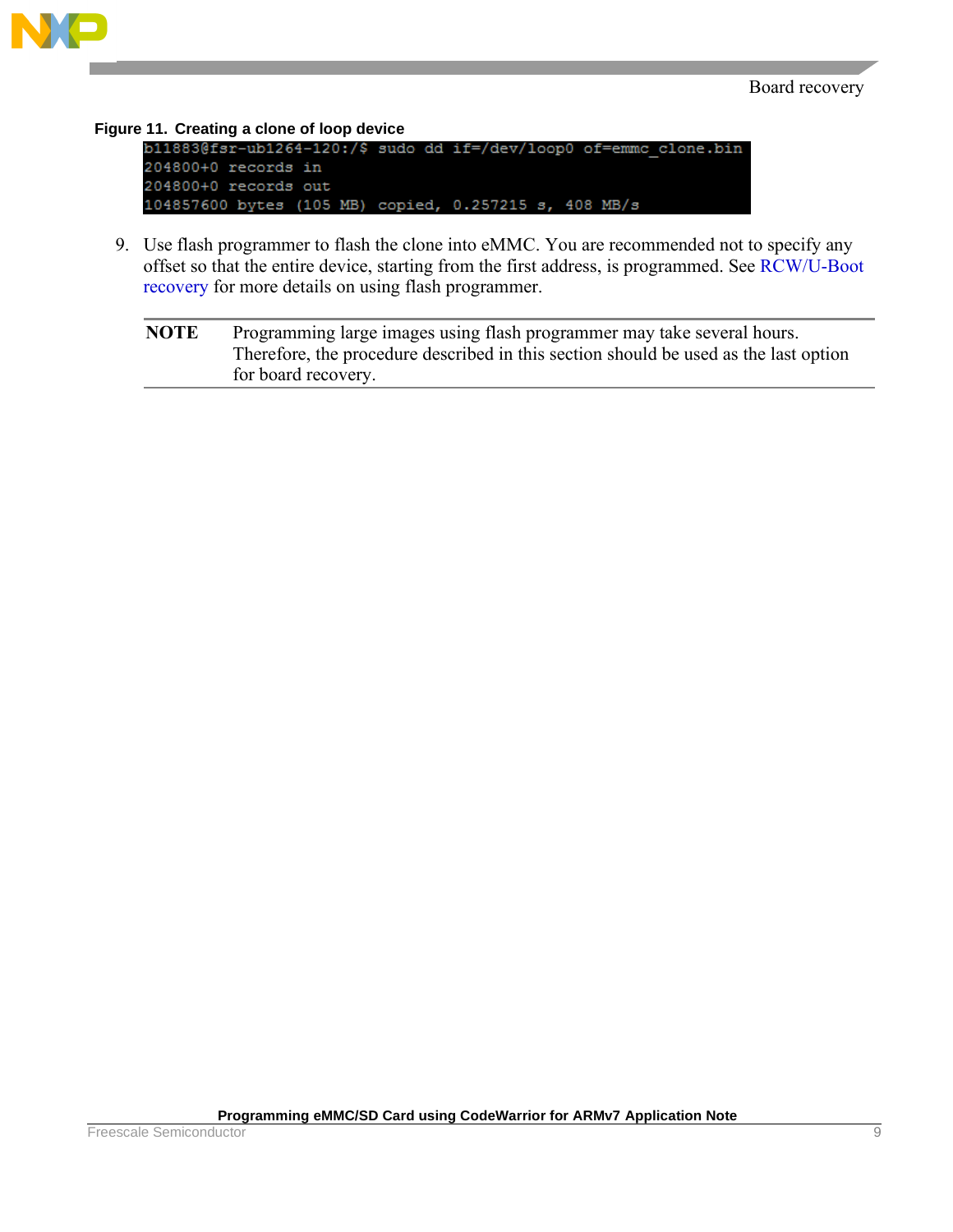**Figure 11. Creating a clone of loop device**

```
b11883@fsr-ub1264-120:/$ sudo dd if=/dev/loop0 of=emmc_clone.bin
204800+0 records in
204800+0 records out
104857600 bytes (105 MB) copied, 0.257215 s, 408 MB/s
```

9. Use flash programmer to flash the clone into eMMC. You are recommended not to specify any offset so that the entire device, starting from the first address, is programmed. See RCW/U-Boot recovery for more details on using flash programmer.

> **NOTE** Programming large images using flash programmer may take several hours. Therefore, the procedure described in this section should be used as the last option for board recovery.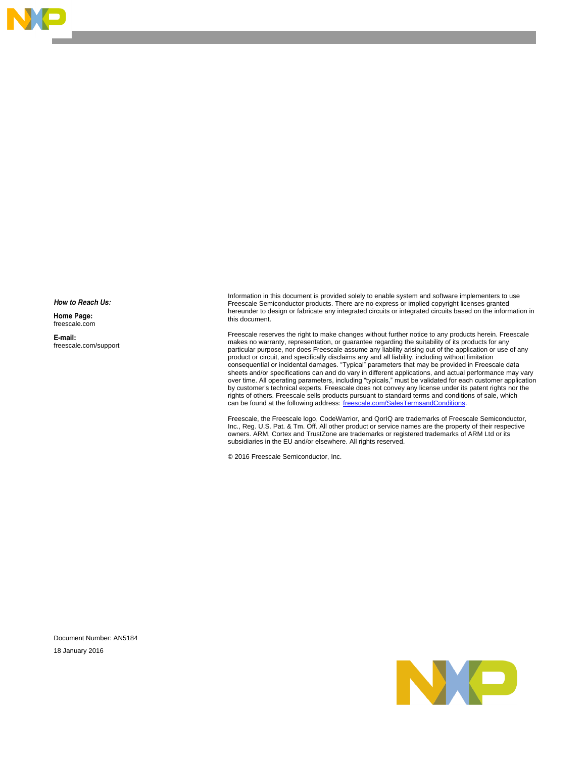***How to Reach Us:***

**Home Page:**
freescale.com

**E-mail:**
freescale.com/support

Information in this document is provided solely to enable system and software implementers to use Freescale Semiconductor products. There are no express or implied copyright licenses granted hereunder to design or fabricate any integrated circuits or integrated circuits based on the information in this document.

Freescale reserves the right to make changes without further notice to any products herein. Freescale makes no warranty, representation, or guarantee regarding the suitability of its products for any particular purpose, nor does Freescale assume any liability arising out of the application or use of any product or circuit, and specifically disclaims any and all liability, including without limitation consequential or incidental damages. “Typical” parameters that may be provided in Freescale data sheets and/or specifications can and do vary in different applications, and actual performance may vary over time. All operating parameters, including “typicals,” must be validated for each customer application by customer's technical experts. Freescale does not convey any license under its patent rights nor the rights of others. Freescale sells products pursuant to standard terms and conditions of sale, which can be found at the following address: freescale.com/SalesTermsandConditions.

Freescale, the Freescale logo, CodeWarrior, and QorIQ are trademarks of Freescale Semiconductor, Inc., Reg. U.S. Pat. & Tm. Off. All other product or service names are the property of their respective owners. ARM, Cortex and TrustZone are trademarks or registered trademarks of ARM Ltd or its subsidiaries in the EU and/or elsewhere. All rights reserved.

© 2016 Freescale Semiconductor, Inc.

Document Number: AN5184

18 January 2016